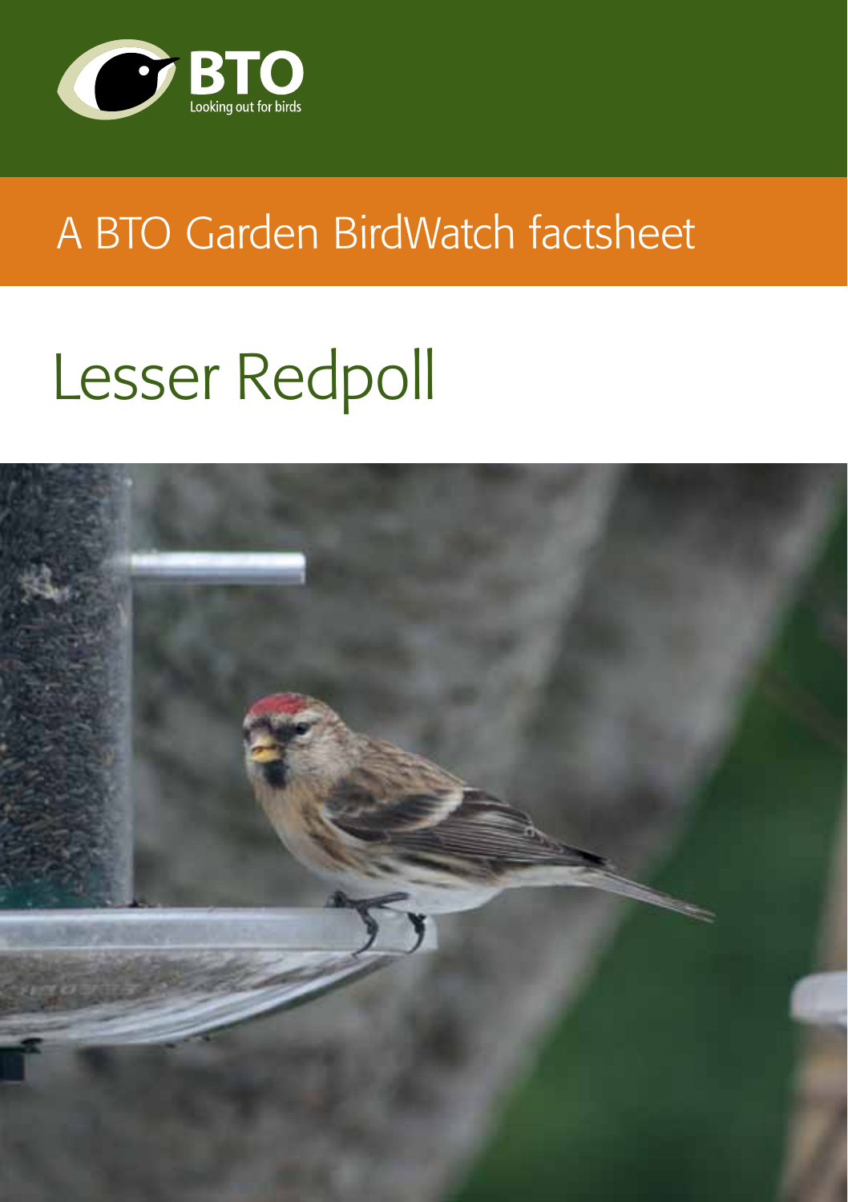BTO

Looking out for birds

A BTO Garden BirdWatch factsheet

# Lesser Redpoll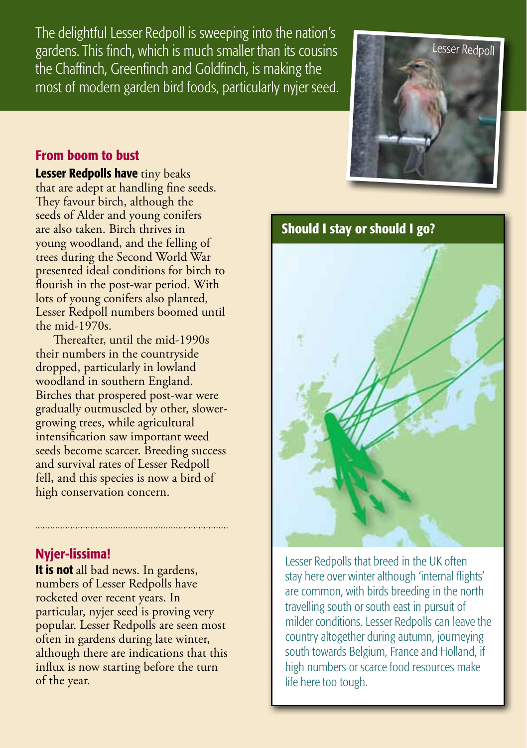The delightful Lesser Redpoll is sweeping into the nation's gardens. This finch, which is much smaller than its cousins the Chaffinch, Greenfinch and Goldfinch, is making the most of modern garden bird foods, particularly nyjer seed.

Lesser Redpoll

## From boom to bust

**Lesser Redpolls have** tiny beaks that are adept at handling fine seeds. They favour birch, although the seeds of Alder and young conifers are also taken. Birch thrives in young woodland, and the felling of trees during the Second World War presented ideal conditions for birch to flourish in the post-war period. With lots of young conifers also planted, Lesser Redpoll numbers boomed until the mid-1970s.

Thereafter, until the mid-1990s their numbers in the countryside dropped, particularly in lowland woodland in southern England. Birches that prospered post-war were gradually outmuscled by other, slower-growing trees, while agricultural intensification saw important weed seeds become scarcer. Breeding success and survival rates of Lesser Redpoll fell, and this species is now a bird of high conservation concern.

## Nyjer-lissima!

**It is not** all bad news. In gardens, numbers of Lesser Redpolls have rocketed over recent years. In particular, nyjer seed is proving very popular. Lesser Redpolls are seen most often in gardens during late winter, although there are indications that this influx is now starting before the turn of the year.

## Should I stay or should I go?

Lesser Redpolls that breed in the UK often stay here over winter although 'internal flights' are common, with birds breeding in the north travelling south or south east in pursuit of milder conditions. Lesser Redpolls can leave the country altogether during autumn, journeying south towards Belgium, France and Holland, if high numbers or scarce food resources make life here too tough.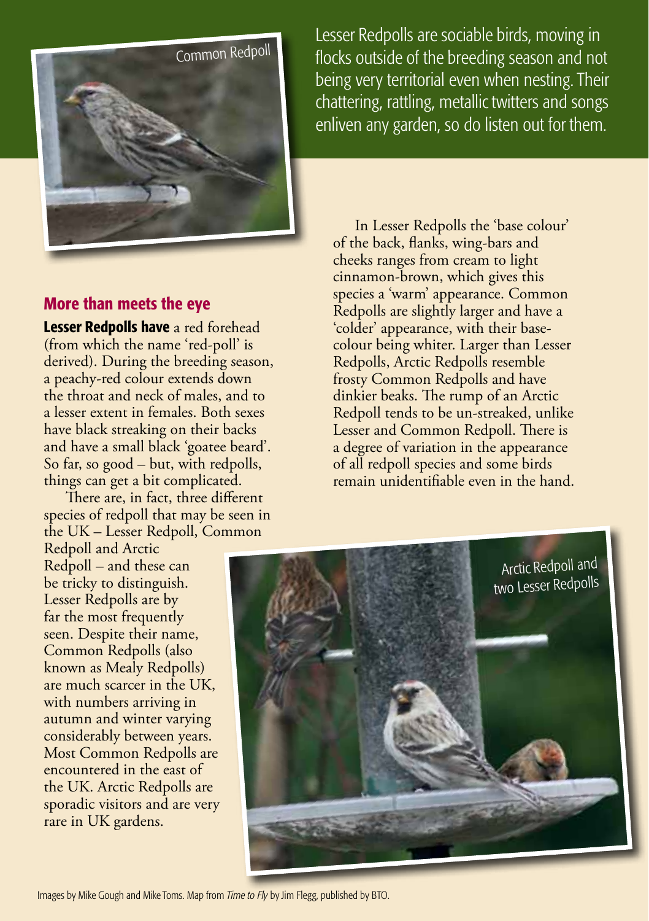Lesser Redpolls are sociable birds, moving in flocks outside of the breeding season and not being very territorial even when nesting. Their chattering, rattling, metallic twitters and songs enliven any garden, so do listen out for them.

Common Redpoll

## More than meets the eye

**Lesser Redpolls have** a red forehead (from which the name 'red-poll' is derived). During the breeding season, a peachy-red colour extends down the throat and neck of males, and to a lesser extent in females. Both sexes have black streaking on their backs and have a small black 'goatee beard'. So far, so good – but, with redpolls, things can get a bit complicated.

There are, in fact, three different species of redpoll that may be seen in the UK – Lesser Redpoll, Common Redpoll and Arctic Redpoll – and these can be tricky to distinguish. Lesser Redpolls are by far the most frequently seen. Despite their name, Common Redpolls (also known as Mealy Redpolls) are much scarcer in the UK, with numbers arriving in autumn and winter varying considerably between years. Most Common Redpolls are encountered in the east of the UK. Arctic Redpolls are sporadic visitors and are very rare in UK gardens.

In Lesser Redpolls the 'base colour' of the back, flanks, wing-bars and cheeks ranges from cream to light cinnamon-brown, which gives this species a 'warm' appearance. Common Redpolls are slightly larger and have a 'colder' appearance, with their base-colour being whiter. Larger than Lesser Redpolls, Arctic Redpolls resemble frosty Common Redpolls and have dinkier beaks. The rump of an Arctic Redpoll tends to be un-streaked, unlike Lesser and Common Redpoll. There is a degree of variation in the appearance of all redpoll species and some birds remain unidentifiable even in the hand.

Arctic Redpoll and two Lesser Redpolls

Images by Mike Gough and Mike Toms. Map from *Time to Fly* by Jim Flegg, published by BTO.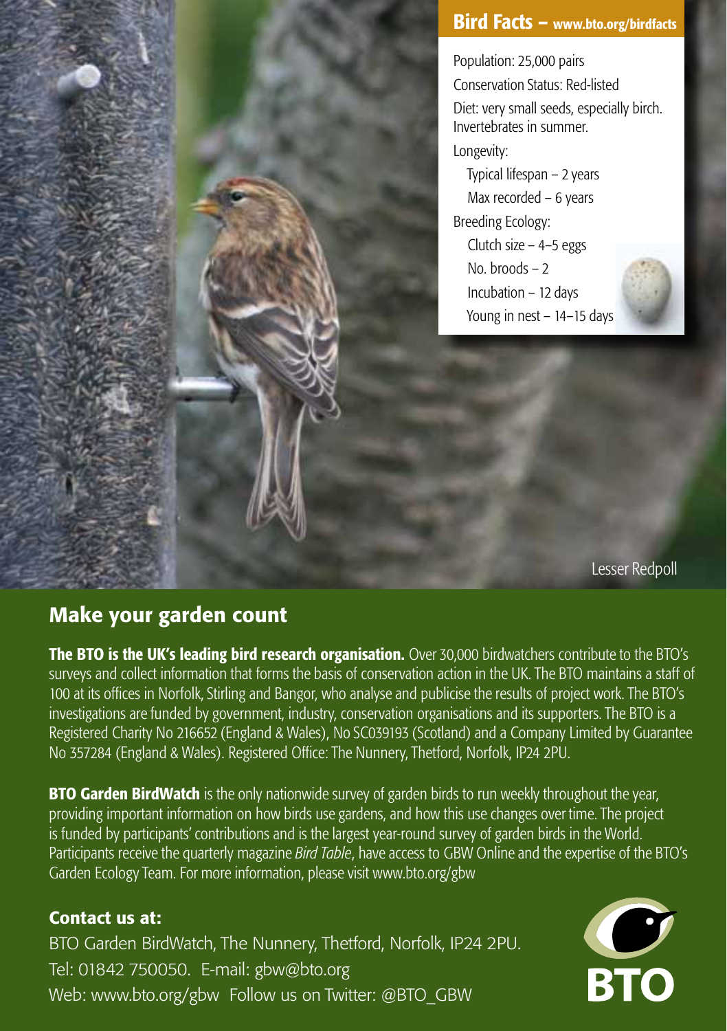## Bird Facts – www.bto.org/birdfacts

Population: 25,000 pairs

Conservation Status: Red-listed

Diet: very small seeds, especially birch. Invertebrates in summer.

Longevity:

- Typical lifespan – 2 years
- Max recorded – 6 years

Breeding Ecology:

- Clutch size – 4–5 eggs
- No. broods – 2
- Incubation – 12 days
- Young in nest – 14–15 days

Lesser Redpoll

## Make your garden count

**The BTO is the UK's leading bird research organisation.** Over 30,000 birdwatchers contribute to the BTO's surveys and collect information that forms the basis of conservation action in the UK. The BTO maintains a staff of 100 at its offices in Norfolk, Stirling and Bangor, who analyse and publicise the results of project work. The BTO's investigations are funded by government, industry, conservation organisations and its supporters. The BTO is a Registered Charity No 216652 (England & Wales), No SC039193 (Scotland) and a Company Limited by Guarantee No 357284 (England & Wales). Registered Office: The Nunnery, Thetford, Norfolk, IP24 2PU.

**BTO Garden BirdWatch** is the only nationwide survey of garden birds to run weekly throughout the year, providing important information on how birds use gardens, and how this use changes over time. The project is funded by participants' contributions and is the largest year-round survey of garden birds in the World. Participants receive the quarterly magazine *Bird Table*, have access to GBW Online and the expertise of the BTO's Garden Ecology Team. For more information, please visit www.bto.org/gbw

### Contact us at:

BTO Garden BirdWatch, The Nunnery, Thetford, Norfolk, IP24 2PU.
Tel: 01842 750050. E-mail: gbw@bto.org
Web: www.bto.org/gbw Follow us on Twitter: @BTO_GBW

BTO